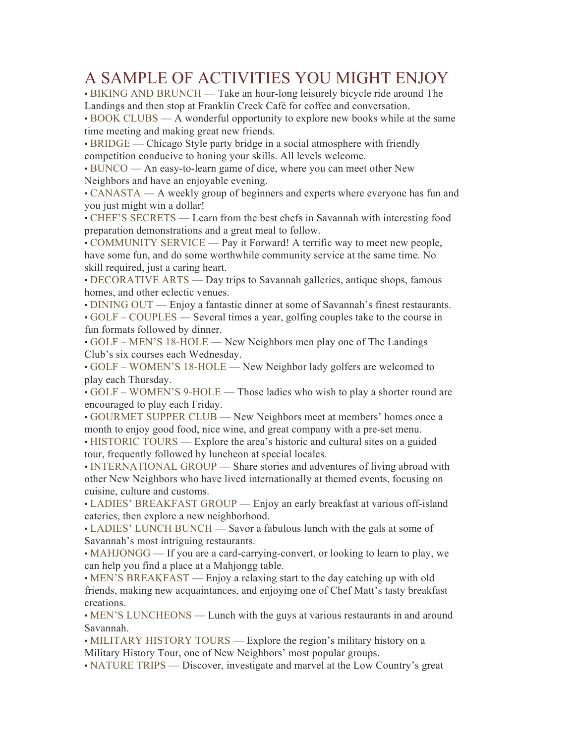# A SAMPLE OF ACTIVITIES YOU MIGHT ENJOY

• BIKING AND BRUNCH — Take an hour-long leisurely bicycle ride around The Landings and then stop at Franklin Creek Café for coffee and conversation.
• BOOK CLUBS — A wonderful opportunity to explore new books while at the same time meeting and making great new friends.
• BRIDGE — Chicago Style party bridge in a social atmosphere with friendly competition conducive to honing your skills. All levels welcome.
• BUNCO — An easy-to-learn game of dice, where you can meet other New Neighbors and have an enjoyable evening.
• CANASTA — A weekly group of beginners and experts where everyone has fun and you just might win a dollar!
• CHEF'S SECRETS — Learn from the best chefs in Savannah with interesting food preparation demonstrations and a great meal to follow.
• COMMUNITY SERVICE — Pay it Forward! A terrific way to meet new people, have some fun, and do some worthwhile community service at the same time. No skill required, just a caring heart.
• DECORATIVE ARTS — Day trips to Savannah galleries, antique shops, famous homes, and other eclectic venues.
• DINING OUT — Enjoy a fantastic dinner at some of Savannah's finest restaurants.
• GOLF – COUPLES — Several times a year, golfing couples take to the course in fun formats followed by dinner.
• GOLF – MEN'S 18-HOLE — New Neighbors men play one of The Landings Club's six courses each Wednesday.
• GOLF – WOMEN'S 18-HOLE — New Neighbor lady golfers are welcomed to play each Thursday.
• GOLF – WOMEN'S 9-HOLE — Those ladies who wish to play a shorter round are encouraged to play each Friday.
• GOURMET SUPPER CLUB — New Neighbors meet at members' homes once a month to enjoy good food, nice wine, and great company with a pre-set menu.
• HISTORIC TOURS — Explore the area's historic and cultural sites on a guided tour, frequently followed by luncheon at special locales.
• INTERNATIONAL GROUP — Share stories and adventures of living abroad with other New Neighbors who have lived internationally at themed events, focusing on cuisine, culture and customs.
• LADIES' BREAKFAST GROUP — Enjoy an early breakfast at various off-island eateries, then explore a new neighborhood.
• LADIES' LUNCH BUNCH — Savor a fabulous lunch with the gals at some of Savannah's most intriguing restaurants.
• MAHJONGG — If you are a card-carrying-convert, or looking to learn to play, we can help you find a place at a Mahjongg table.
• MEN'S BREAKFAST — Enjoy a relaxing start to the day catching up with old friends, making new acquaintances, and enjoying one of Chef Matt's tasty breakfast creations.
• MEN'S LUNCHEONS — Lunch with the guys at various restaurants in and around Savannah.
• MILITARY HISTORY TOURS — Explore the region's military history on a Military History Tour, one of New Neighbors' most popular groups.
• NATURE TRIPS — Discover, investigate and marvel at the Low Country's great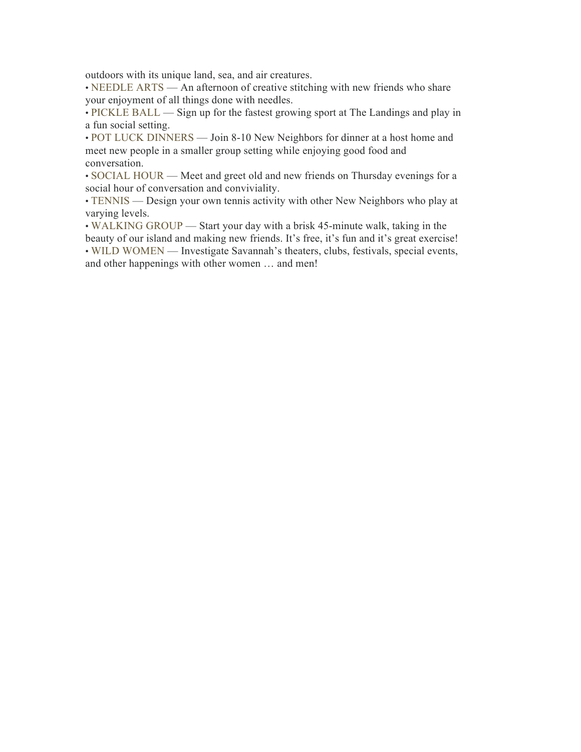outdoors with its unique land, sea, and air creatures.

• NEEDLE ARTS — An afternoon of creative stitching with new friends who share your enjoyment of all things done with needles.

• PICKLE BALL — Sign up for the fastest growing sport at The Landings and play in a fun social setting.

• POT LUCK DINNERS — Join 8-10 New Neighbors for dinner at a host home and meet new people in a smaller group setting while enjoying good food and conversation.

• SOCIAL HOUR — Meet and greet old and new friends on Thursday evenings for a social hour of conversation and conviviality.

• TENNIS — Design your own tennis activity with other New Neighbors who play at varying levels.

• WALKING GROUP — Start your day with a brisk 45-minute walk, taking in the beauty of our island and making new friends. It's free, it's fun and it's great exercise!

• WILD WOMEN — Investigate Savannah's theaters, clubs, festivals, special events, and other happenings with other women … and men!